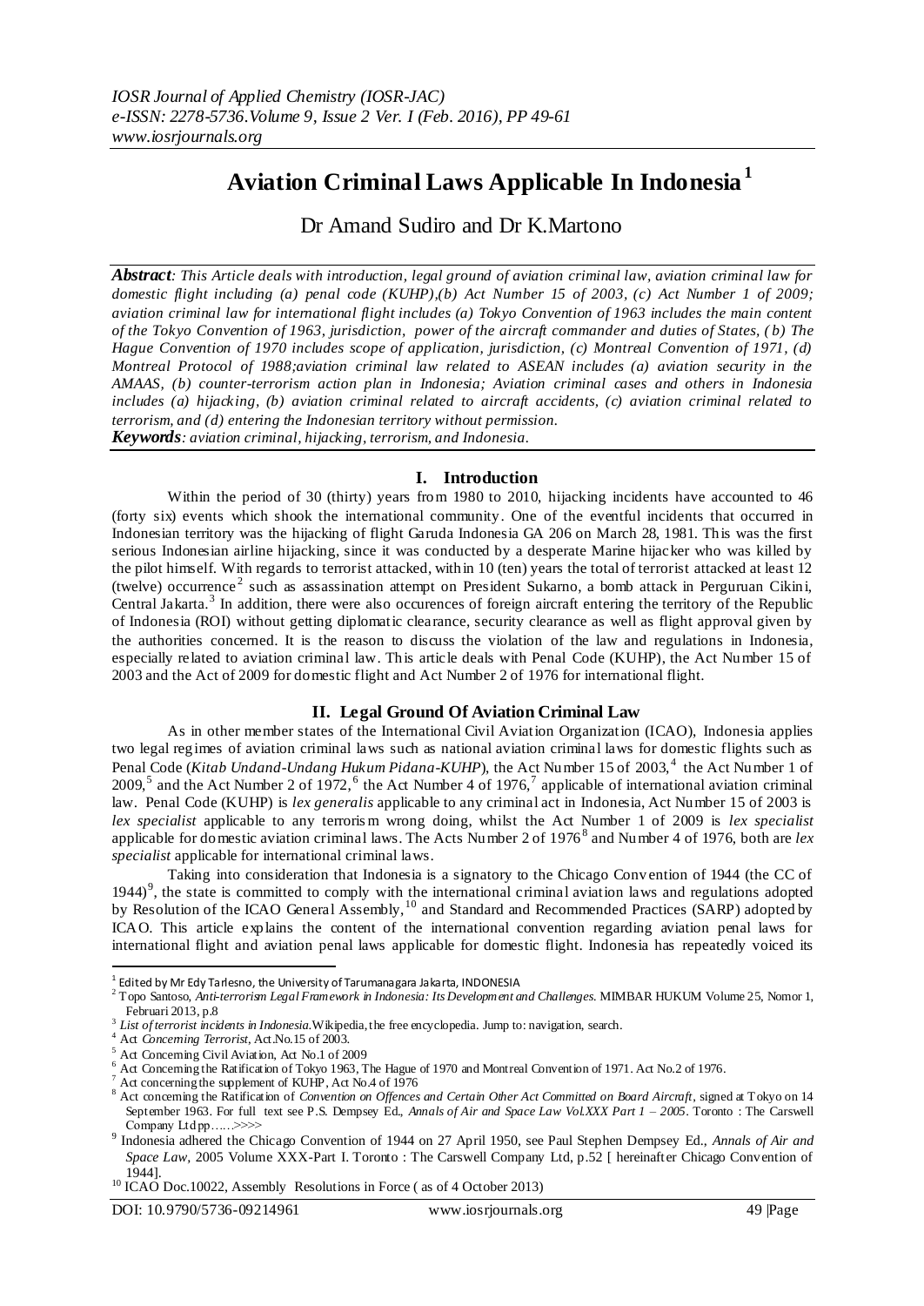# Aviation Criminal Laws Applicable In Indonesia[1]

Dr Amand Sudiro and Dr K.Martono

***Abstract**: This Article deals with introduction, legal ground of aviation criminal law, aviation criminal law for domestic flight including (a) penal code (KUHP),(b) Act Number 15 of 2003, (c) Act Number 1 of 2009; aviation criminal law for international flight includes (a) Tokyo Convention of 1963 includes the main content of the Tokyo Convention of 1963, jurisdiction, power of the aircraft commander and duties of States, (b) The Hague Convention of 1970 includes scope of application, jurisdiction, (c) Montreal Convention of 1971, (d) Montreal Protocol of 1988;aviation criminal law related to ASEAN includes (a) aviation security in the AMAAS, (b) counter-terrorism action plan in Indonesia; Aviation criminal cases and others in Indonesia includes (a) hijacking, (b) aviation criminal related to aircraft accidents, (c) aviation criminal related to terrorism, and (d) entering the Indonesian territory without permission.*

***Keywords**: aviation criminal, hijacking, terrorism, and Indonesia.*

## I. Introduction

Within the period of 30 (thirty) years from 1980 to 2010, hijacking incidents have accounted to 46 (forty six) events which shook the international community. One of the eventful incidents that occurred in Indonesian territory was the hijacking of flight Garuda Indonesia GA 206 on March 28, 1981. This was the first serious Indonesian airline hijacking, since it was conducted by a desperate Marine hijacker who was killed by the pilot himself. With regards to terrorist attacked, within 10 (ten) years the total of terrorist attacked at least 12 (twelve) occurrence[2] such as assassination attempt on President Sukarno, a bomb attack in Perguruan Cikini, Central Jakarta.[3] In addition, there were also occurences of foreign aircraft entering the territory of the Republic of Indonesia (ROI) without getting diplomatic clearance, security clearance as well as flight approval given by the authorities concerned. It is the reason to discuss the violation of the law and regulations in Indonesia, especially related to aviation criminal law. This article deals with Penal Code (KUHP), the Act Number 15 of 2003 and the Act of 2009 for domestic flight and Act Number 2 of 1976 for international flight.

## II. Legal Ground Of Aviation Criminal Law

As in other member states of the International Civil Aviation Organization (ICAO), Indonesia applies two legal regimes of aviation criminal laws such as national aviation criminal laws for domestic flights such as Penal Code (*Kitab Undand-Undang Hukum Pidana-KUHP*), the Act Number 15 of 2003,[4] the Act Number 1 of 2009,[5] and the Act Number 2 of 1972,[6] the Act Number 4 of 1976,[7] applicable of international aviation criminal law. Penal Code (KUHP) is *lex generalis* applicable to any criminal act in Indonesia, Act Number 15 of 2003 is *lex specialist* applicable to any terrorism wrong doing, whilst the Act Number 1 of 2009 is *lex specialist* applicable for domestic aviation criminal laws. The Acts Number 2 of 1976[8] and Number 4 of 1976, both are *lex specialist* applicable for international criminal laws.

Taking into consideration that Indonesia is a signatory to the Chicago Convention of 1944 (the CC of 1944)[9], the state is committed to comply with the international criminal aviation laws and regulations adopted by Resolution of the ICAO General Assembly,[10] and Standard and Recommended Practices (SARP) adopted by ICAO. This article explains the content of the international convention regarding aviation penal laws for international flight and aviation penal laws applicable for domestic flight. Indonesia has repeatedly voiced its

---

[1] Edited by Mr Edy Tarlesno, the University of Tarumanagara Jakarta, INDONESIA

[2] Topo Santoso, *Anti-terrorism Legal Framework in Indonesia: Its Development and Challenges.* MIMBAR HUKUM Volume 25, Nomor 1, Februari 2013, p.8

[3] *List of terrorist incidents in Indonesia.*Wikipedia, the free encyclopedia. Jump to: navigation, search.

[4] Act *Concerning Terrorist*, Act.No.15 of 2003.

[5] Act Concerning Civil Aviation, Act No.1 of 2009

[6] Act Concerning the Ratification of Tokyo 1963, The Hague of 1970 and Montreal Convention of 1971. Act No.2 of 1976.

[7] Act concerning the supplement of KUHP, Act No.4 of 1976

[8] Act concerning the Ratification of *Convention on Offences and Certain Other Act Committed on Board Aircraft*, signed at Tokyo on 14 September 1963. For full text see P.S. Dempsey Ed., *Annals of Air and Space Law Vol.XXX Part 1 – 2005*. Toronto : The Carswell Company Ltd pp……>>>>

[9] Indonesia adhered the Chicago Convention of 1944 on 27 April 1950, see Paul Stephen Dempsey Ed., *Annals of Air and Space Law*, 2005 Volume XXX-Part I. Toronto : The Carswell Company Ltd, p.52 [ hereinafter Chicago Convention of 1944].

[10] ICAO Doc.10022, Assembly Resolutions in Force ( as of 4 October 2013)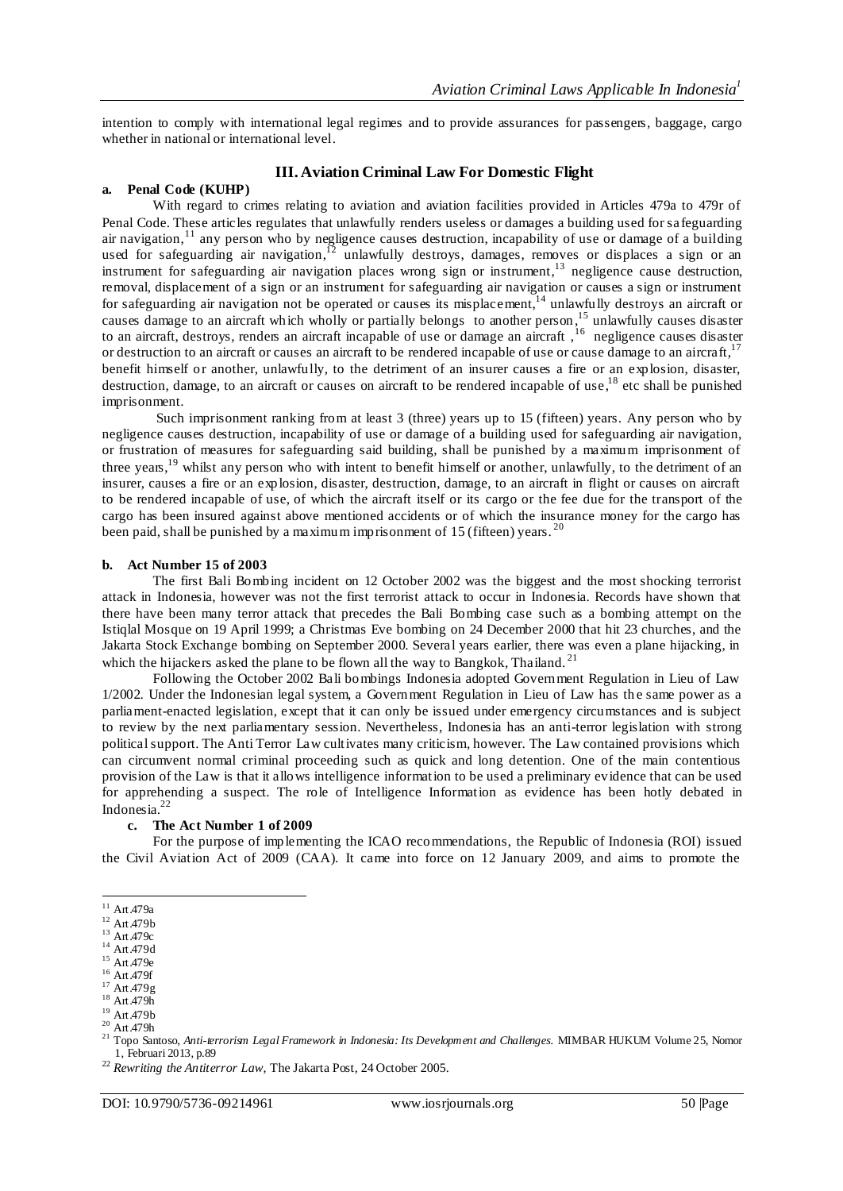intention to comply with international legal regimes and to provide assurances for passengers, baggage, cargo whether in national or international level.

## III. Aviation Criminal Law For Domestic Flight

### a. Penal Code (KUHP)

With regard to crimes relating to aviation and aviation facilities provided in Articles 479a to 479r of Penal Code. These articles regulates that unlawfully renders useless or damages a building used for safeguarding air navigation,[11] any person who by negligence causes destruction, incapability of use or damage of a building used for safeguarding air navigation,[12] unlawfully destroys, damages, removes or displaces a sign or an instrument for safeguarding air navigation places wrong sign or instrument,[13] negligence cause destruction, removal, displacement of a sign or an instrument for safeguarding air navigation or causes a sign or instrument for safeguarding air navigation not be operated or causes its misplacement,[14] unlawfully destroys an aircraft or causes damage to an aircraft which wholly or partially belongs to another person,[15] unlawfully causes disaster to an aircraft, destroys, renders an aircraft incapable of use or damage an aircraft ,[16] negligence causes disaster or destruction to an aircraft or causes an aircraft to be rendered incapable of use or cause damage to an aircraft,[17] benefit himself or another, unlawfully, to the detriment of an insurer causes a fire or an explosion, disaster, destruction, damage, to an aircraft or causes on aircraft to be rendered incapable of use,[18] etc shall be punished imprisonment.

Such imprisonment ranking from at least 3 (three) years up to 15 (fifteen) years. Any person who by negligence causes destruction, incapability of use or damage of a building used for safeguarding air navigation, or frustration of measures for safeguarding said building, shall be punished by a maximum imprisonment of three years,[19] whilst any person who with intent to benefit himself or another, unlawfully, to the detriment of an insurer, causes a fire or an explosion, disaster, destruction, damage, to an aircraft in flight or causes on aircraft to be rendered incapable of use, of which the aircraft itself or its cargo or the fee due for the transport of the cargo has been insured against above mentioned accidents or of which the insurance money for the cargo has been paid, shall be punished by a maximum imprisonment of 15 (fifteen) years.[20]

### b. Act Number 15 of 2003

The first Bali Bombing incident on 12 October 2002 was the biggest and the most shocking terrorist attack in Indonesia, however was not the first terrorist attack to occur in Indonesia. Records have shown that there have been many terror attack that precedes the Bali Bombing case such as a bombing attempt on the Istiqlal Mosque on 19 April 1999; a Christmas Eve bombing on 24 December 2000 that hit 23 churches, and the Jakarta Stock Exchange bombing on September 2000. Several years earlier, there was even a plane hijacking, in which the hijackers asked the plane to be flown all the way to Bangkok, Thailand.[21]

Following the October 2002 Bali bombings Indonesia adopted Government Regulation in Lieu of Law 1/2002. Under the Indonesian legal system, a Government Regulation in Lieu of Law has the same power as a parliament-enacted legislation, except that it can only be issued under emergency circumstances and is subject to review by the next parliamentary session. Nevertheless, Indonesia has an anti-terror legislation with strong political support. The Anti Terror Law cultivates many criticism, however. The Law contained provisions which can circumvent normal criminal proceeding such as quick and long detention. One of the main contentious provision of the Law is that it allows intelligence information to be used a preliminary evidence that can be used for apprehending a suspect. The role of Intelligence Information as evidence has been hotly debated in Indonesia.[22]

### c. The Act Number 1 of 2009

For the purpose of implementing the ICAO recommendations, the Republic of Indonesia (ROI) issued the Civil Aviation Act of 2009 (CAA). It came into force on 12 January 2009, and aims to promote the

---

[11] Art.479a
[12] Art.479b
[13] Art.479c
[14] Art.479d
[15] Art.479e
[16] Art.479f
[17] Art.479g
[18] Art.479h
[19] Art.479b
[20] Art.479h
[21] Topo Santoso, *Anti-terrorism Legal Framework in Indonesia: Its Development and Challenges.* MIMBAR HUKUM Volume 25, Nomor 1, Februari 2013, p.89
[22] *Rewriting the Antiterror Law,* The Jakarta Post, 24 October 2005.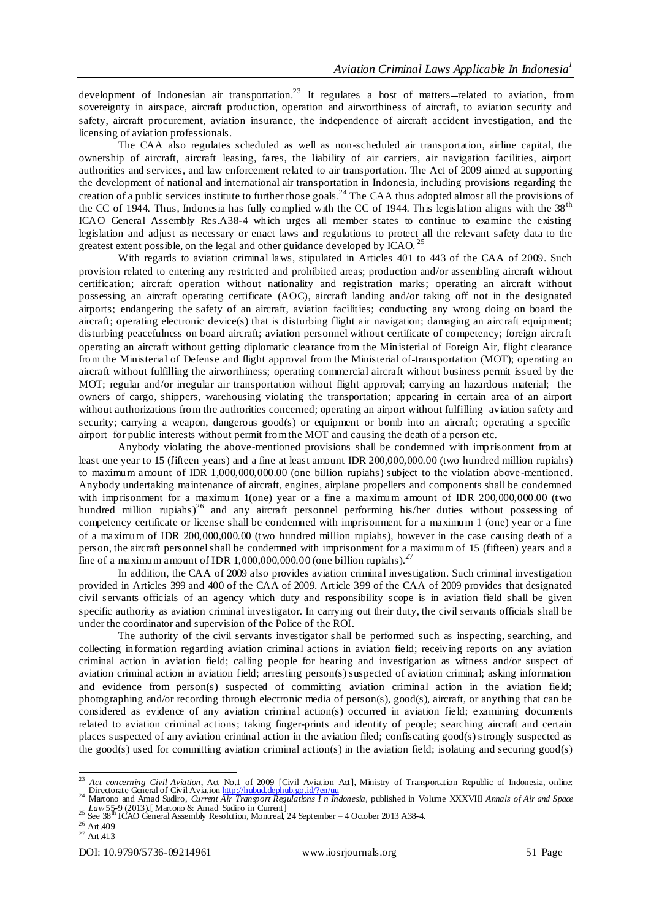development of Indonesian air transportation.[23] It regulates a host of matters—related to aviation, from sovereignty in airspace, aircraft production, operation and airworthiness of aircraft, to aviation security and safety, aircraft procurement, aviation insurance, the independence of aircraft accident investigation, and the licensing of aviation professionals.

The CAA also regulates scheduled as well as non-scheduled air transportation, airline capital, the ownership of aircraft, aircraft leasing, fares, the liability of air carriers, air navigation facilities, airport authorities and services, and law enforcement related to air transportation. The Act of 2009 aimed at supporting the development of national and international air transportation in Indonesia, including provisions regarding the creation of a public services institute to further those goals.[24] The CAA thus adopted almost all the provisions of the CC of 1944. Thus, Indonesia has fully complied with the CC of 1944. This legislation aligns with the 38th ICAO General Assembly Res.A38-4 which urges all member states to continue to examine the existing legislation and adjust as necessary or enact laws and regulations to protect all the relevant safety data to the greatest extent possible, on the legal and other guidance developed by ICAO.[25]

With regards to aviation criminal laws, stipulated in Articles 401 to 443 of the CAA of 2009. Such provision related to entering any restricted and prohibited areas; production and/or assembling aircraft without certification; aircraft operation without nationality and registration marks; operating an aircraft without possessing an aircraft operating certificate (AOC), aircraft landing and/or taking off not in the designated airports; endangering the safety of an aircraft, aviation facilities; conducting any wrong doing on board the aircraft; operating electronic device(s) that is disturbing flight air navigation; damaging an aircraft equipment; disturbing peacefulness on board aircraft; aviation personnel without certificate of competency; foreign aircraft operating an aircraft without getting diplomatic clearance from the Ministerial of Foreign Air, flight clearance from the Ministerial of Defense and flight approval from the Ministerial of-transportation (MOT); operating an aircraft without fulfilling the airworthiness; operating commercial aircraft without business permit issued by the MOT; regular and/or irregular air transportation without flight approval; carrying an hazardous material; the owners of cargo, shippers, warehousing violating the transportation; appearing in certain area of an airport without authorizations from the authorities concerned; operating an airport without fulfilling aviation safety and security; carrying a weapon, dangerous good(s) or equipment or bomb into an aircraft; operating a specific airport for public interests without permit from the MOT and causing the death of a person etc.

Anybody violating the above-mentioned provisions shall be condemned with imprisonment from at least one year to 15 (fifteen years) and a fine at least amount IDR 200,000,000.00 (two hundred million rupiahs) to maximum amount of IDR 1,000,000,000.00 (one billion rupiahs) subject to the violation above-mentioned. Anybody undertaking maintenance of aircraft, engines, airplane propellers and components shall be condemned with imprisonment for a maximum 1(one) year or a fine a maximum amount of IDR 200,000,000.00 (two hundred million rupiahs)[26] and any aircraft personnel performing his/her duties without possessing of competency certificate or license shall be condemned with imprisonment for a maximum 1 (one) year or a fine of a maximum of IDR 200,000,000.00 (two hundred million rupiahs), however in the case causing death of a person, the aircraft personnel shall be condemned with imprisonment for a maximum of 15 (fifteen) years and a fine of a maximum amount of IDR 1,000,000,000.00 (one billion rupiahs).[27]

In addition, the CAA of 2009 also provides aviation criminal investigation. Such criminal investigation provided in Articles 399 and 400 of the CAA of 2009. Article 399 of the CAA of 2009 provides that designated civil servants officials of an agency which duty and responsibility scope is in aviation field shall be given specific authority as aviation criminal investigator. In carrying out their duty, the civil servants officials shall be under the coordinator and supervision of the Police of the ROI.

The authority of the civil servants investigator shall be performed such as inspecting, searching, and collecting information regarding aviation criminal actions in aviation field; receiving reports on any aviation criminal action in aviation field; calling people for hearing and investigation as witness and/or suspect of aviation criminal action in aviation field; arresting person(s) suspected of aviation criminal; asking information and evidence from person(s) suspected of committing aviation criminal action in the aviation field; photographing and/or recording through electronic media of person(s), good(s), aircraft, or anything that can be considered as evidence of any aviation criminal action(s) occurred in aviation field; examining documents related to aviation criminal actions; taking finger-prints and identity of people; searching aircraft and certain places suspected of any aviation criminal action in the aviation filed; confiscating good(s) strongly suspected as the good(s) used for committing aviation criminal action(s) in the aviation field; isolating and securing good(s)

---

[23] *Act concerning Civil Aviation*, Act No.1 of 2009 [Civil Aviation Act], Ministry of Transportation Republic of Indonesia, online: Directorate General of Civil Aviation http://hubud.dephub.go.id/?en/uu

[24] Martono and Amad Sudiro, *Current Air Transport Regulations I n Indonesia*, published in Volume XXXVIII *Annals of Air and Space Law* 55-9 (2013).[ Martono & Amad Sudiro in Current]

[25] See 38th ICAO General Assembly Resolution, Montreal, 24 September – 4 October 2013 A38-4.

[26] Art.409

[27] Art.413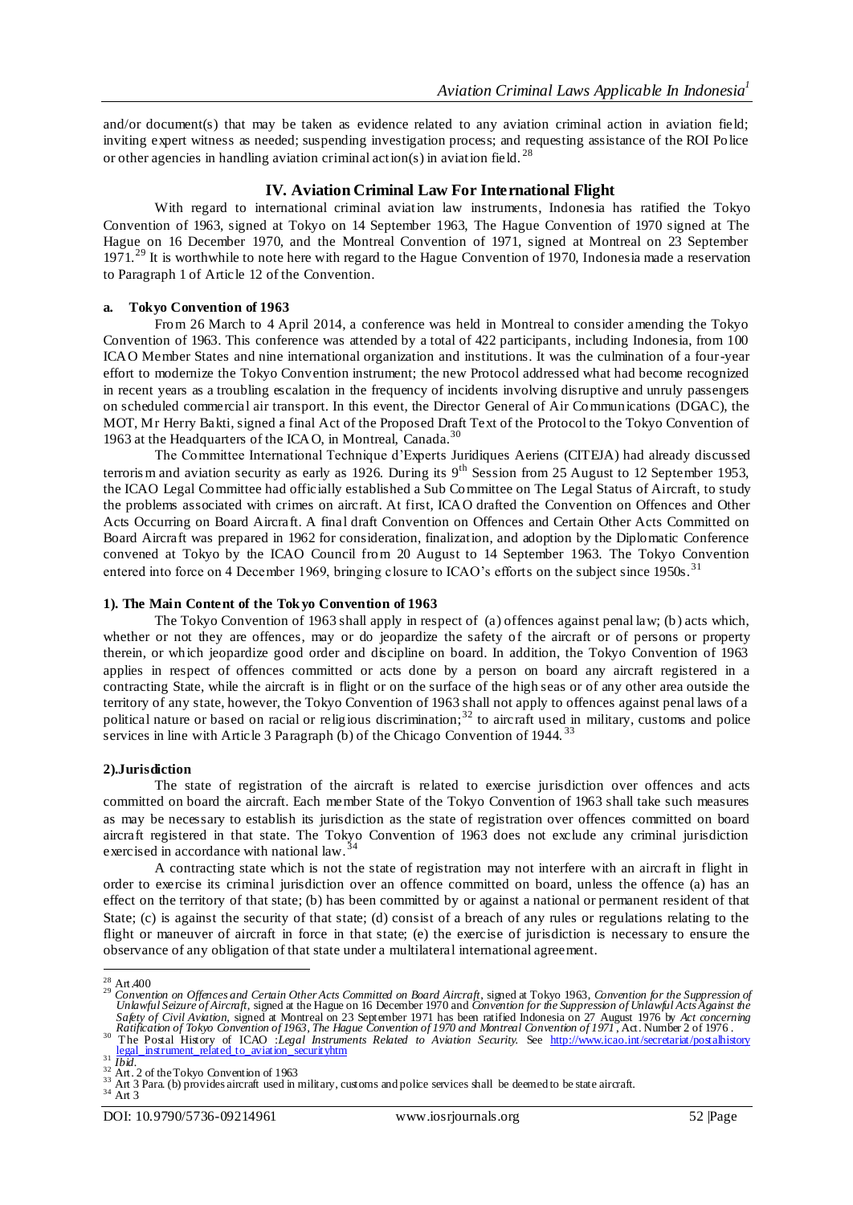and/or document(s) that may be taken as evidence related to any aviation criminal action in aviation field; inviting expert witness as needed; suspending investigation process; and requesting assistance of the ROI Police or other agencies in handling aviation criminal action(s) in aviation field. [28]

## IV. Aviation Criminal Law For International Flight

With regard to international criminal aviation law instruments, Indonesia has ratified the Tokyo Convention of 1963, signed at Tokyo on 14 September 1963, The Hague Convention of 1970 signed at The Hague on 16 December 1970, and the Montreal Convention of 1971, signed at Montreal on 23 September 1971. [29] It is worthwhile to note here with regard to the Hague Convention of 1970, Indonesia made a reservation to Paragraph 1 of Article 12 of the Convention.

### a. Tokyo Convention of 1963

From 26 March to 4 April 2014, a conference was held in Montreal to consider amending the Tokyo Convention of 1963. This conference was attended by a total of 422 participants, including Indonesia, from 100 ICAO Member States and nine international organization and institutions. It was the culmination of a four-year effort to modernize the Tokyo Convention instrument; the new Protocol addressed what had become recognized in recent years as a troubling escalation in the frequency of incidents involving disruptive and unruly passengers on scheduled commercial air transport. In this event, the Director General of Air Communications (DGAC), the MOT, Mr Herry Bakti, signed a final Act of the Proposed Draft Text of the Protocol to the Tokyo Convention of 1963 at the Headquarters of the ICAO, in Montreal, Canada. [30]

The Committee International Technique d'Experts Juridiques Aeriens (CITEJA) had already discussed terrorism and aviation security as early as 1926. During its 9th Session from 25 August to 12 September 1953, the ICAO Legal Committee had officially established a Sub Committee on The Legal Status of Aircraft, to study the problems associated with crimes on aircraft. At first, ICAO drafted the Convention on Offences and Other Acts Occurring on Board Aircraft. A final draft Convention on Offences and Certain Other Acts Committed on Board Aircraft was prepared in 1962 for consideration, finalization, and adoption by the Diplomatic Conference convened at Tokyo by the ICAO Council from 20 August to 14 September 1963. The Tokyo Convention entered into force on 4 December 1969, bringing closure to ICAO's efforts on the subject since 1950s. [31]

#### 1). The Main Content of the Tokyo Convention of 1963

The Tokyo Convention of 1963 shall apply in respect of (a) offences against penal law; (b) acts which, whether or not they are offences, may or do jeopardize the safety of the aircraft or of persons or property therein, or which jeopardize good order and discipline on board. In addition, the Tokyo Convention of 1963 applies in respect of offences committed or acts done by a person on board any aircraft registered in a contracting State, while the aircraft is in flight or on the surface of the high seas or of any other area outside the territory of any state, however, the Tokyo Convention of 1963 shall not apply to offences against penal laws of a political nature or based on racial or religious discrimination; [32] to aircraft used in military, customs and police services in line with Article 3 Paragraph (b) of the Chicago Convention of 1944. [33]

#### 2).Jurisdiction

The state of registration of the aircraft is related to exercise jurisdiction over offences and acts committed on board the aircraft. Each member State of the Tokyo Convention of 1963 shall take such measures as may be necessary to establish its jurisdiction as the state of registration over offences committed on board aircraft registered in that state. The Tokyo Convention of 1963 does not exclude any criminal jurisdiction exercised in accordance with national law. [34]

A contracting state which is not the state of registration may not interfere with an aircraft in flight in order to exercise its criminal jurisdiction over an offence committed on board, unless the offence (a) has an effect on the territory of that state; (b) has been committed by or against a national or permanent resident of that State; (c) is against the security of that state; (d) consist of a breach of any rules or regulations relating to the flight or maneuver of aircraft in force in that state; (e) the exercise of jurisdiction is necessary to ensure the observance of any obligation of that state under a multilateral international agreement.

---

[28] Art.400

[29] *Convention on Offences and Certain Other Acts Committed on Board Aircraft*, signed at Tokyo 1963, *Convention for the Suppression of Unlawful Seizure of Aircraft*, signed at the Hague on 16 December 1970 and *Convention for the Suppression of Unlawful Acts Against the Safety of Civil Aviation*, signed at Montreal on 23 September 1971 has been ratified Indonesia on 27 August 1976 by *Act concerning Ratification of Tokyo Convention of 1963, The Hague Convention of 1970 and Montreal Convention of 1971*, Act. Number 2 of 1976 .

[30] The Postal History of ICAO :*Legal Instruments Related to Aviation Security.* See http://www.icao.int/secretariat/postalhistory legal_instrument_related_to_aviation_securityhtm

[31] *Ibid.*

[32] Art. 2 of the Tokyo Convention of 1963

[33] Art 3 Para. (b) provides aircraft used in military, customs and police services shall be deemed to be state aircraft.

[34] Art 3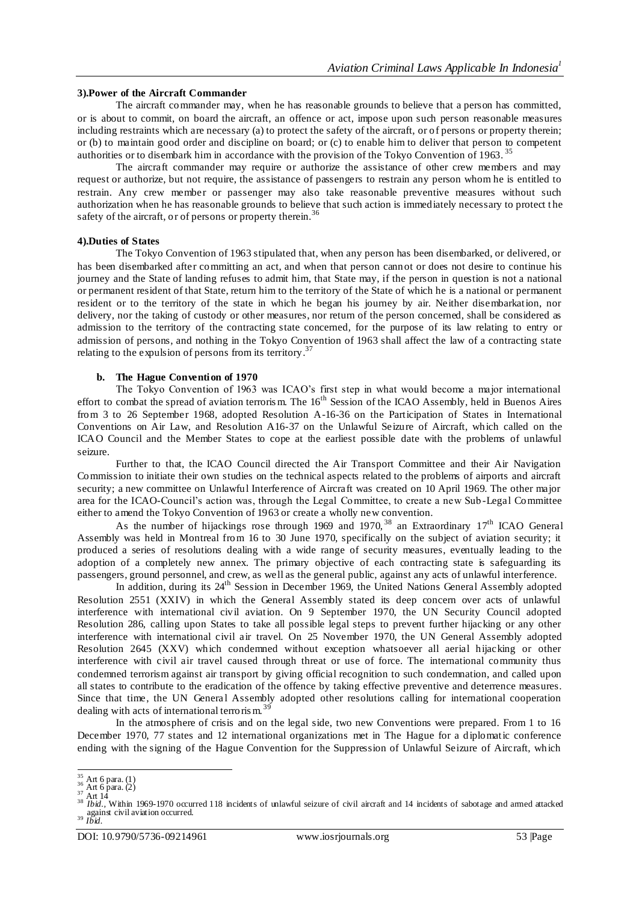**3).Power of the Aircraft Commander**

The aircraft commander may, when he has reasonable grounds to believe that a person has committed, or is about to commit, on board the aircraft, an offence or act, impose upon such person reasonable measures including restraints which are necessary (a) to protect the safety of the aircraft, or of persons or property therein; or (b) to maintain good order and discipline on board; or (c) to enable him to deliver that person to competent authorities or to disembark him in accordance with the provision of the Tokyo Convention of 1963. [35]

The aircraft commander may require or authorize the assistance of other crew members and may request or authorize, but not require, the assistance of passengers to restrain any person whom he is entitled to restrain. Any crew member or passenger may also take reasonable preventive measures without such authorization when he has reasonable grounds to believe that such action is immediately necessary to protect the safety of the aircraft, or of persons or property therein.[36]

**4).Duties of States**

The Tokyo Convention of 1963 stipulated that, when any person has been disembarked, or delivered, or has been disembarked after committing an act, and when that person cannot or does not desire to continue his journey and the State of landing refuses to admit him, that State may, if the person in question is not a national or permanent resident of that State, return him to the territory of the State of which he is a national or permanent resident or to the territory of the state in which he began his journey by air. Neither disembarkation, nor delivery, nor the taking of custody or other measures, nor return of the person concerned, shall be considered as admission to the territory of the contracting state concerned, for the purpose of its law relating to entry or admission of persons, and nothing in the Tokyo Convention of 1963 shall affect the law of a contracting state relating to the expulsion of persons from its territory.[37]

**b. The Hague Convention of 1970**

The Tokyo Convention of 1963 was ICAO's first step in what would become a major international effort to combat the spread of aviation terrorism. The 16th Session of the ICAO Assembly, held in Buenos Aires from 3 to 26 September 1968, adopted Resolution A-16-36 on the Participation of States in International Conventions on Air Law, and Resolution A16-37 on the Unlawful Seizure of Aircraft, which called on the ICAO Council and the Member States to cope at the earliest possible date with the problems of unlawful seizure.

Further to that, the ICAO Council directed the Air Transport Committee and their Air Navigation Commission to initiate their own studies on the technical aspects related to the problems of airports and aircraft security; a new committee on Unlawful Interference of Aircraft was created on 10 April 1969. The other major area for the ICAO-Council's action was, through the Legal Committee, to create a new Sub-Legal Committee either to amend the Tokyo Convention of 1963 or create a wholly new convention.

As the number of hijackings rose through 1969 and 1970,[38] an Extraordinary 17th ICAO General Assembly was held in Montreal from 16 to 30 June 1970, specifically on the subject of aviation security; it produced a series of resolutions dealing with a wide range of security measures, eventually leading to the adoption of a completely new annex. The primary objective of each contracting state is safeguarding its passengers, ground personnel, and crew, as well as the general public, against any acts of unlawful interference.

In addition, during its 24th Session in December 1969, the United Nations General Assembly adopted Resolution 2551 (XXIV) in which the General Assembly stated its deep concern over acts of unlawful interference with international civil aviation. On 9 September 1970, the UN Security Council adopted Resolution 286, calling upon States to take all possible legal steps to prevent further hijacking or any other interference with international civil air travel. On 25 November 1970, the UN General Assembly adopted Resolution 2645 (XXV) which condemned without exception whatsoever all aerial hijacking or other interference with civil air travel caused through threat or use of force. The international community thus condemned terrorism against air transport by giving official recognition to such condemnation, and called upon all states to contribute to the eradication of the offence by taking effective preventive and deterrence measures. Since that time, the UN General Assembly adopted other resolutions calling for international cooperation dealing with acts of international terrorism.[39]

In the atmosphere of crisis and on the legal side, two new Conventions were prepared. From 1 to 16 December 1970, 77 states and 12 international organizations met in The Hague for a diplomatic conference ending with the signing of the Hague Convention for the Suppression of Unlawful Seizure of Aircraft, which

---

[35] Art 6 para. (1)
[36] Art 6 para. (2)
[37] Art 14
[38] *Ibid.*, Within 1969-1970 occurred 118 incidents of unlawful seizure of civil aircraft and 14 incidents of sabotage and armed attacked against civil aviation occurred.
[39] *Ibid.*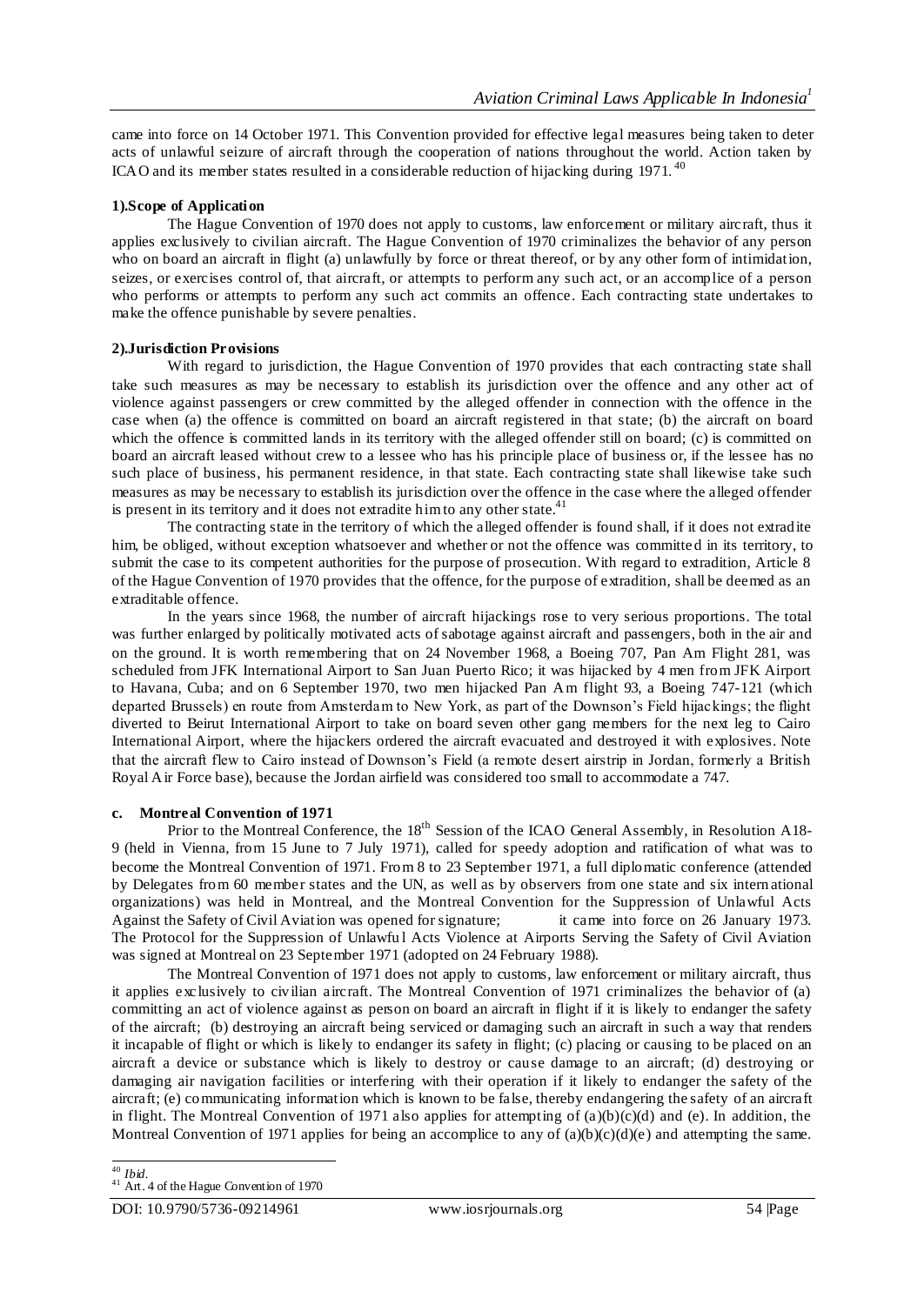came into force on 14 October 1971. This Convention provided for effective legal measures being taken to deter acts of unlawful seizure of aircraft through the cooperation of nations throughout the world. Action taken by ICAO and its member states resulted in a considerable reduction of hijacking during 1971.[40]

**1).Scope of Application**

The Hague Convention of 1970 does not apply to customs, law enforcement or military aircraft, thus it applies exclusively to civilian aircraft. The Hague Convention of 1970 criminalizes the behavior of any person who on board an aircraft in flight (a) unlawfully by force or threat thereof, or by any other form of intimidation, seizes, or exercises control of, that aircraft, or attempts to perform any such act, or an accomplice of a person who performs or attempts to perform any such act commits an offence. Each contracting state undertakes to make the offence punishable by severe penalties.

**2).Jurisdiction Provisions**

With regard to jurisdiction, the Hague Convention of 1970 provides that each contracting state shall take such measures as may be necessary to establish its jurisdiction over the offence and any other act of violence against passengers or crew committed by the alleged offender in connection with the offence in the case when (a) the offence is committed on board an aircraft registered in that state; (b) the aircraft on board which the offence is committed lands in its territory with the alleged offender still on board; (c) is committed on board an aircraft leased without crew to a lessee who has his principle place of business or, if the lessee has no such place of business, his permanent residence, in that state. Each contracting state shall likewise take such measures as may be necessary to establish its jurisdiction over the offence in the case where the alleged offender is present in its territory and it does not extradite him to any other state.[41]

The contracting state in the territory of which the alleged offender is found shall, if it does not extradite him, be obliged, without exception whatsoever and whether or not the offence was committed in its territory, to submit the case to its competent authorities for the purpose of prosecution. With regard to extradition, Article 8 of the Hague Convention of 1970 provides that the offence, for the purpose of extradition, shall be deemed as an extraditable offence.

In the years since 1968, the number of aircraft hijackings rose to very serious proportions. The total was further enlarged by politically motivated acts of sabotage against aircraft and passengers, both in the air and on the ground. It is worth remembering that on 24 November 1968, a Boeing 707, Pan Am Flight 281, was scheduled from JFK International Airport to San Juan Puerto Rico; it was hijacked by 4 men from JFK Airport to Havana, Cuba; and on 6 September 1970, two men hijacked Pan Am flight 93, a Boeing 747-121 (which departed Brussels) en route from Amsterdam to New York, as part of the Downson's Field hijackings; the flight diverted to Beirut International Airport to take on board seven other gang members for the next leg to Cairo International Airport, where the hijackers ordered the aircraft evacuated and destroyed it with explosives. Note that the aircraft flew to Cairo instead of Downson's Field (a remote desert airstrip in Jordan, formerly a British Royal Air Force base), because the Jordan airfield was considered too small to accommodate a 747.

**c. Montreal Convention of 1971**

Prior to the Montreal Conference, the 18th Session of the ICAO General Assembly, in Resolution A18-9 (held in Vienna, from 15 June to 7 July 1971), called for speedy adoption and ratification of what was to become the Montreal Convention of 1971. From 8 to 23 September 1971, a full diplomatic conference (attended by Delegates from 60 member states and the UN, as well as by observers from one state and six international organizations) was held in Montreal, and the Montreal Convention for the Suppression of Unlawful Acts Against the Safety of Civil Aviation was opened for signature; it came into force on 26 January 1973. The Protocol for the Suppression of Unlawful Acts Violence at Airports Serving the Safety of Civil Aviation was signed at Montreal on 23 September 1971 (adopted on 24 February 1988).

The Montreal Convention of 1971 does not apply to customs, law enforcement or military aircraft, thus it applies exclusively to civilian aircraft. The Montreal Convention of 1971 criminalizes the behavior of (a) committing an act of violence against as person on board an aircraft in flight if it is likely to endanger the safety of the aircraft; (b) destroying an aircraft being serviced or damaging such an aircraft in such a way that renders it incapable of flight or which is likely to endanger its safety in flight; (c) placing or causing to be placed on an aircraft a device or substance which is likely to destroy or cause damage to an aircraft; (d) destroying or damaging air navigation facilities or interfering with their operation if it likely to endanger the safety of the aircraft; (e) communicating information which is known to be false, thereby endangering the safety of an aircraft in flight. The Montreal Convention of 1971 also applies for attempting of (a)(b)(c)(d) and (e). In addition, the Montreal Convention of 1971 applies for being an accomplice to any of (a)(b)(c)(d)(e) and attempting the same.

---

[40] *Ibid.*

[41] Art. 4 of the Hague Convention of 1970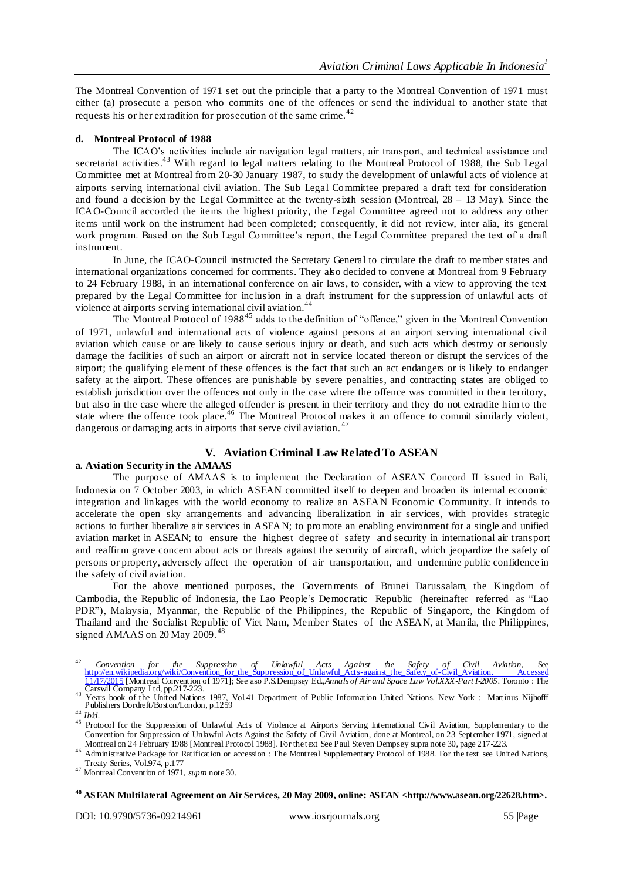The Montreal Convention of 1971 set out the principle that a party to the Montreal Convention of 1971 must either (a) prosecute a person who commits one of the offences or send the individual to another state that requests his or her extradition for prosecution of the same crime.[42]

#### d. Montreal Protocol of 1988

The ICAO's activities include air navigation legal matters, air transport, and technical assistance and secretariat activities.[43] With regard to legal matters relating to the Montreal Protocol of 1988, the Sub Legal Committee met at Montreal from 20-30 January 1987, to study the development of unlawful acts of violence at airports serving international civil aviation. The Sub Legal Committee prepared a draft text for consideration and found a decision by the Legal Committee at the twenty-sixth session (Montreal, 28 – 13 May). Since the ICAO-Council accorded the items the highest priority, the Legal Committee agreed not to address any other items until work on the instrument had been completed; consequently, it did not review, inter alia, its general work program. Based on the Sub Legal Committee's report, the Legal Committee prepared the text of a draft instrument.

In June, the ICAO-Council instructed the Secretary General to circulate the draft to member states and international organizations concerned for comments. They also decided to convene at Montreal from 9 February to 24 February 1988, in an international conference on air laws, to consider, with a view to approving the text prepared by the Legal Committee for inclusion in a draft instrument for the suppression of unlawful acts of violence at airports serving international civil aviation.[44]

The Montreal Protocol of 1988[45] adds to the definition of "offence," given in the Montreal Convention of 1971, unlawful and international acts of violence against persons at an airport serving international civil aviation which cause or are likely to cause serious injury or death, and such acts which destroy or seriously damage the facilities of such an airport or aircraft not in service located thereon or disrupt the services of the airport; the qualifying element of these offences is the fact that such an act endangers or is likely to endanger safety at the airport. These offences are punishable by severe penalties, and contracting states are obliged to establish jurisdiction over the offences not only in the case where the offence was committed in their territory, but also in the case where the alleged offender is present in their territory and they do not extradite him to the state where the offence took place.[46] The Montreal Protocol makes it an offence to commit similarly violent, dangerous or damaging acts in airports that serve civil aviation.[47]

## V. Aviation Criminal Law Related To ASEAN

#### a. Aviation Security in the AMAAS

The purpose of AMAAS is to implement the Declaration of ASEAN Concord II issued in Bali, Indonesia on 7 October 2003, in which ASEAN committed itself to deepen and broaden its internal economic integration and linkages with the world economy to realize an ASEAN Economic Community. It intends to accelerate the open sky arrangements and advancing liberalization in air services, with provides strategic actions to further liberalize air services in ASEAN; to promote an enabling environment for a single and unified aviation market in ASEAN; to ensure the highest degree of safety and security in international air transport and reaffirm grave concern about acts or threats against the security of aircraft, which jeopardize the safety of persons or property, adversely affect the operation of air transportation, and undermine public confidence in the safety of civil aviation.

For the above mentioned purposes, the Governments of Brunei Darussalam, the Kingdom of Cambodia, the Republic of Indonesia, the Lao People's Democratic Republic (hereinafter referred as "Lao PDR"), Malaysia, Myanmar, the Republic of the Philippines, the Republic of Singapore, the Kingdom of Thailand and the Socialist Republic of Viet Nam, Member States of the ASEAN, at Manila, the Philippines, signed AMAAS on 20 May 2009.[48]

---

[42] *Convention for the Suppression of Unlawful Acts Against the Safety of Civil Aviation*, See http://en.wikipedia.org/wiki/Convention_for_the_Suppression_of_Unlawful_Acts-against_the_Safety_of-Civil_Aviation. Accessed 11/17/2015 [Montreal Convention of 1971]; See aso P.S.Dempsey Ed.,*Annals of Air and Space Law Vol.XXX-Part I-2005*. Toronto : The Carswll Company Ltd, pp.217-223.

[43] Years book of the United Nations 1987, Vol.41 Department of Public Information United Nations. New York : Martinus Nijhofff Publishers Dordreft/Boston/London, p.1259

[44] *Ibid.*

[45] Protocol for the Suppression of Unlawful Acts of Violence at Airports Serving International Civil Aviation, Supplementary to the Convention for Suppression of Unlawful Acts Against the Safety of Civil Aviation, done at Montreal, on 23 September 1971, signed at Montreal on 24 February 1988 [Montreal Protocol 1988]. For the text See Paul Steven Dempsey supra note 30, page 217-223.

[46] Administrative Package for Ratification or accession : The Montreal Supplementary Protocol of 1988. For the text see United Nations, Treaty Series, Vol.974, p.177

[47] Montreal Convention of 1971, *supra* note 30.

[48] **ASEAN Multilateral Agreement on Air Services, 20 May 2009, online: ASEAN <http://www.asean.org/22628.htm>.**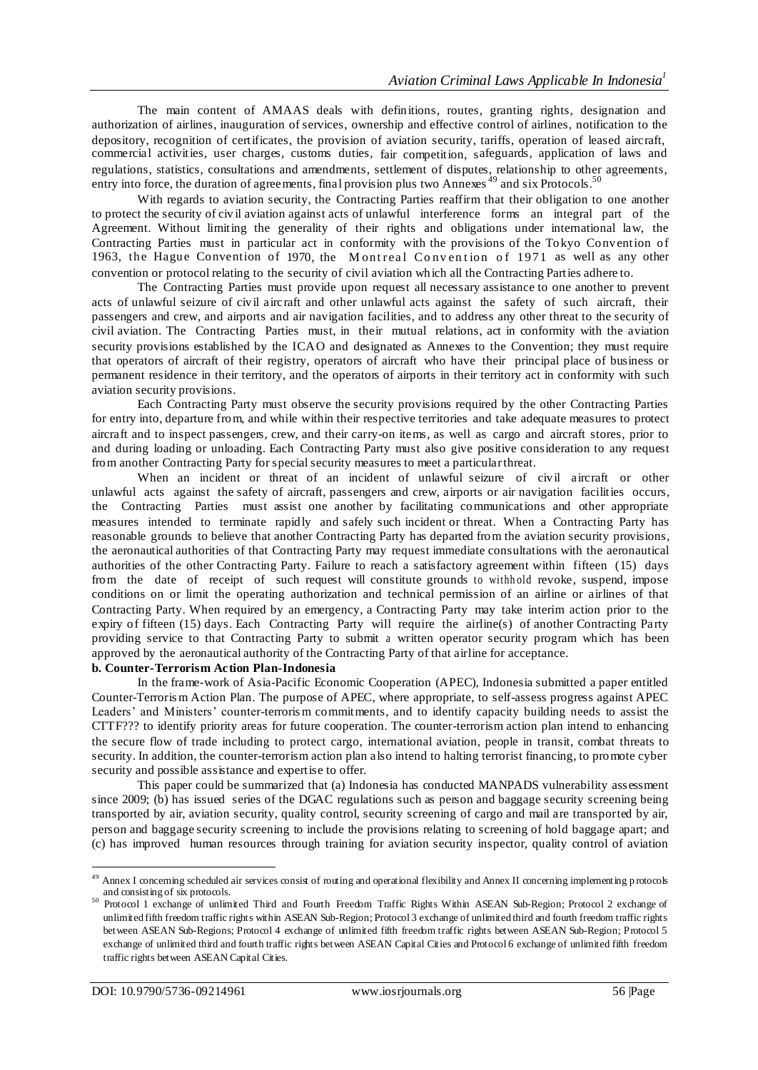The main content of AMAAS deals with definitions, routes, granting rights, designation and authorization of airlines, inauguration of services, ownership and effective control of airlines, notification to the depository, recognition of certificates, the provision of aviation security, tariffs, operation of leased aircraft, commercial activities, user charges, customs duties, fair competition, safeguards, application of laws and regulations, statistics, consultations and amendments, settlement of disputes, relationship to other agreements, entry into force, the duration of agreements, final provision plus two Annexes[49] and six Protocols.[50]

With regards to aviation security, the Contracting Parties reaffirm that their obligation to one another to protect the security of civil aviation against acts of unlawful interference forms an integral part of the Agreement. Without limiting the generality of their rights and obligations under international law, the Contracting Parties must in particular act in conformity with the provisions of the Tokyo Convention of 1963, the Hague Convention of 1970, the Montreal Convention of 1971 as well as any other convention or protocol relating to the security of civil aviation which all the Contracting Parties adhere to.

The Contracting Parties must provide upon request all necessary assistance to one another to prevent acts of unlawful seizure of civil aircraft and other unlawful acts against the safety of such aircraft, their passengers and crew, and airports and air navigation facilities, and to address any other threat to the security of civil aviation. The Contracting Parties must, in their mutual relations, act in conformity with the aviation security provisions established by the ICAO and designated as Annexes to the Convention; they must require that operators of aircraft of their registry, operators of aircraft who have their principal place of business or permanent residence in their territory, and the operators of airports in their territory act in conformity with such aviation security provisions.

Each Contracting Party must observe the security provisions required by the other Contracting Parties for entry into, departure from, and while within their respective territories and take adequate measures to protect aircraft and to inspect passengers, crew, and their carry-on items, as well as cargo and aircraft stores, prior to and during loading or unloading. Each Contracting Party must also give positive consideration to any request from another Contracting Party for special security measures to meet a particular threat.

When an incident or threat of an incident of unlawful seizure of civil aircraft or other unlawful acts against the safety of aircraft, passengers and crew, airports or air navigation facilities occurs, the Contracting Parties must assist one another by facilitating communications and other appropriate measures intended to terminate rapidly and safely such incident or threat. When a Contracting Party has reasonable grounds to believe that another Contracting Party has departed from the aviation security provisions, the aeronautical authorities of that Contracting Party may request immediate consultations with the aeronautical authorities of the other Contracting Party. Failure to reach a satisfactory agreement within fifteen (15) days from the date of receipt of such request will constitute grounds to withhold revoke, suspend, impose conditions on or limit the operating authorization and technical permission of an airline or airlines of that Contracting Party. When required by an emergency, a Contracting Party may take interim action prior to the expiry of fifteen (15) days. Each Contracting Party will require the airline(s) of another Contracting Party providing service to that Contracting Party to submit a written operator security program which has been approved by the aeronautical authority of the Contracting Party of that airline for acceptance.

**b. Counter-Terrorism Action Plan-Indonesia**

In the frame-work of Asia-Pacific Economic Cooperation (APEC), Indonesia submitted a paper entitled Counter-Terrorism Action Plan. The purpose of APEC, where appropriate, to self-assess progress against APEC Leaders' and Ministers' counter-terrorism commitments, and to identify capacity building needs to assist the CTTF??? to identify priority areas for future cooperation. The counter-terrorism action plan intend to enhancing the secure flow of trade including to protect cargo, international aviation, people in transit, combat threats to security. In addition, the counter-terrorism action plan also intend to halting terrorist financing, to promote cyber security and possible assistance and expertise to offer.

This paper could be summarized that the (a) Indonesia has conducted MANPADS vulnerability assessment since 2009; (b) has issued series of the DGAC regulations such as person and baggage security screening being transported by air, aviation security, quality control, security screening of cargo and mail are transported by air, person and baggage security screening to include the provisions relating to screening of hold baggage apart; and (c) has improved human resources through training for aviation security inspector, quality control of aviation

---

[49] Annex I concerning scheduled air services consist of routing and operational flexibility and Annex II concerning implementing protocols and consisting of six protocols.

[50] Protocol 1 exchange of unlimited Third and Fourth Freedom Traffic Rights Within ASEAN Sub-Region; Protocol 2 exchange of unlimited fifth freedom traffic rights within ASEAN Sub-Region; Protocol 3 exchange of unlimited third and fourth freedom traffic rights between ASEAN Sub-Regions; Protocol 4 exchange of unlimited fifth freedom traffic rights between ASEAN Sub-Region; Protocol 5 exchange of unlimited third and fourth traffic rights between ASEAN Capital Cities and Protocol 6 exchange of unlimited fifth freedom traffic rights between ASEAN Capital Cities.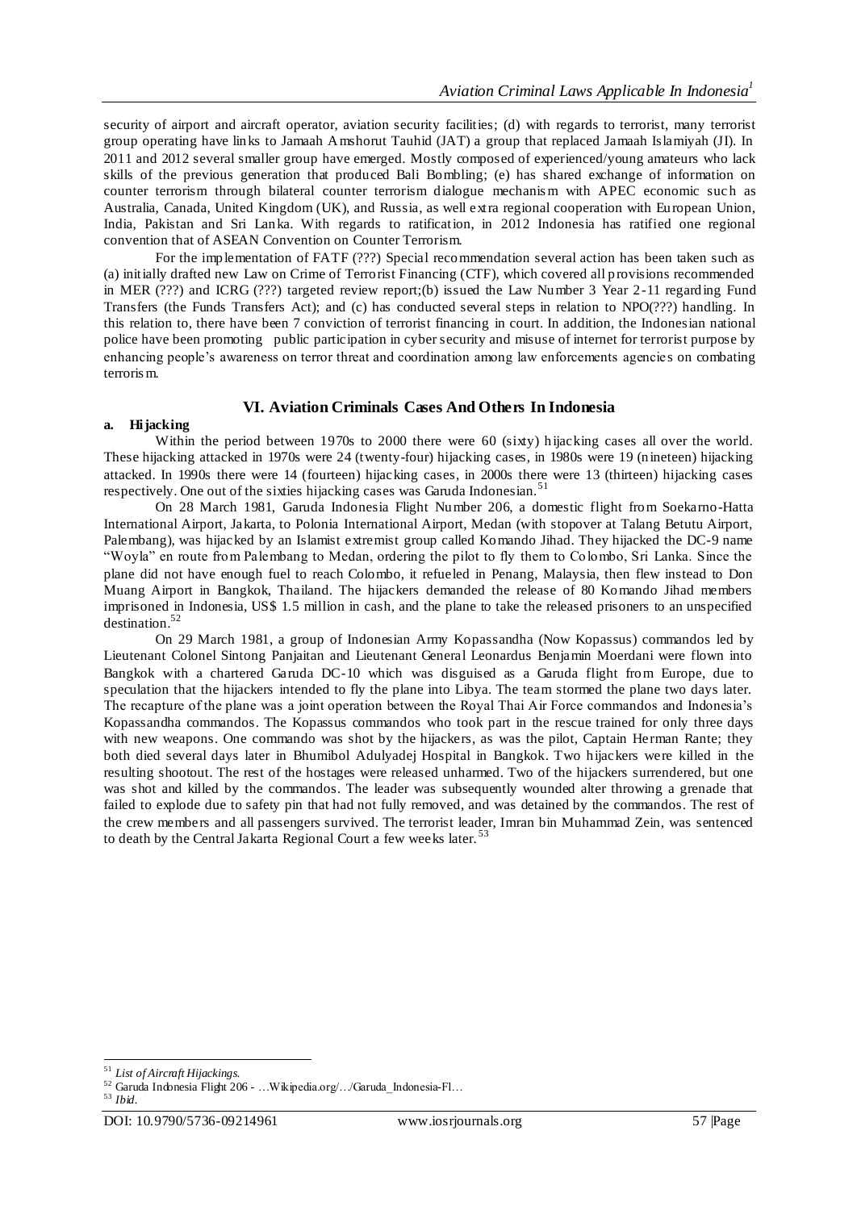security of airport and aircraft operator, aviation security facilities; (d) with regards to terrorist, many terrorist group operating have links to Jamaah Amshorut Tauhid (JAT) a group that replaced Jamaah Islamiyah (JI). In 2011 and 2012 several smaller group have emerged. Mostly composed of experienced/young amateurs who lack skills of the previous generation that produced Bali Bombling; (e) has shared exchange of information on counter terrorism through bilateral counter terrorism dialogue mechanism with APEC economic such as Australia, Canada, United Kingdom (UK), and Russia, as well extra regional cooperation with European Union, India, Pakistan and Sri Lanka. With regards to ratification, in 2012 Indonesia has ratified one regional convention that of ASEAN Convention on Counter Terrorism.

For the implementation of FATF (???) Special recommendation several action has been taken such as (a) initially drafted new Law on Crime of Terrorist Financing (CTF), which covered all provisions recommended in MER (???) and ICRG (???) targeted review report;(b) issued the Law Number 3 Year 2-11 regarding Fund Transfers (the Funds Transfers Act); and (c) has conducted several steps in relation to NPO(???) handling. In this relation to, there have been 7 conviction of terrorist financing in court. In addition, the Indonesian national police have been promoting public participation in cyber security and misuse of internet for terrorist purpose by enhancing people's awareness on terror threat and coordination among law enforcements agencies on combating terrorism.

## VI. Aviation Criminals Cases And Others In Indonesia

**a. Hijacking**

Within the period between 1970s to 2000 there were 60 (sixty) hijacking cases all over the world. These hijacking attacked in 1970s were 24 (twenty-four) hijacking cases, in 1980s were 19 (nineteen) hijacking attacked. In 1990s there were 14 (fourteen) hijacking cases, in 2000s there were 13 (thirteen) hijacking cases respectively. One out of the sixties hijacking cases was Garuda Indonesian.[51]

On 28 March 1981, Garuda Indonesia Flight Number 206, a domestic flight from Soekarno-Hatta International Airport, Jakarta, to Polonia International Airport, Medan (with stopover at Talang Betutu Airport, Palembang), was hijacked by an Islamist extremist group called Komando Jihad. They hijacked the DC-9 name "Woyla" en route from Palembang to Medan, ordering the pilot to fly them to Colombo, Sri Lanka. Since the plane did not have enough fuel to reach Colombo, it refueled in Penang, Malaysia, then flew instead to Don Muang Airport in Bangkok, Thailand. The hijackers demanded the release of 80 Komando Jihad members imprisoned in Indonesia, US$ 1.5 million in cash, and the plane to take the released prisoners to an unspecified destination.[52]

On 29 March 1981, a group of Indonesian Army Kopassandha (Now Kopassus) commandos led by Lieutenant Colonel Sintong Panjaitan and Lieutenant General Leonardus Benjamin Moerdani were flown into Bangkok with a chartered Garuda DC-10 which was disguised as a Garuda flight from Europe, due to speculation that the hijackers intended to fly the plane into Libya. The team stormed the plane two days later. The recapture of the plane was a joint operation between the Royal Thai Air Force commandos and Indonesia's Kopassandha commandos. The Kopassus commandos who took part in the rescue trained for only three days with new weapons. One commando was shot by the hijackers, as was the pilot, Captain Herman Rante; they both died several days later in Bhumibol Adulyadej Hospital in Bangkok. Two hijackers were killed in the resulting shootout. The rest of the hostages were released unharmed. Two of the hijackers surrendered, but one was shot and killed by the commandos. The leader was subsequently wounded alter throwing a grenade that failed to explode due to safety pin that had not fully removed, and was detained by the commandos. The rest of the crew members and all passengers survived. The terrorist leader, Imran bin Muhammad Zein, was sentenced to death by the Central Jakarta Regional Court a few weeks later.[53]

---

[51] *List of Aircraft Hijackings.*

[52] Garuda Indonesia Flight 206 - …Wikipedia.org/…/Garuda_Indonesia-Fl…

[53] *Ibid.*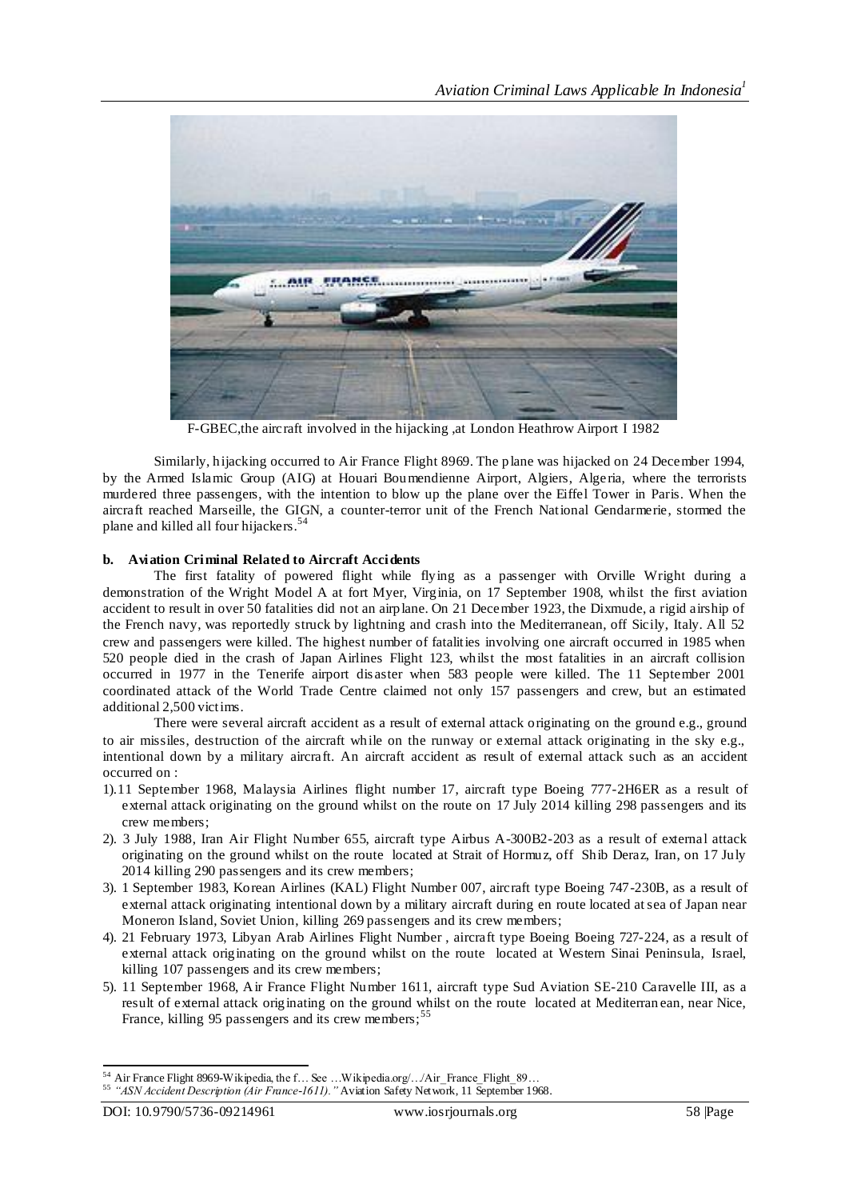F-GBEC,the aircraft involved in the hijacking ,at London Heathrow Airport I 1982

Similarly, hijacking occurred to Air France Flight 8969. The plane was hijacked on 24 December 1994, by the Armed Islamic Group (AIG) at Houari Boumendienne Airport, Algiers, Algeria, where the terrorists murdered three passengers, with the intention to blow up the plane over the Eiffel Tower in Paris. When the aircraft reached Marseille, the GIGN, a counter-terror unit of the French National Gendarmerie, stormed the plane and killed all four hijackers.[54]

**b. Aviation Criminal Related to Aircraft Accidents**

The first fatality of powered flight while flying as a passenger with Orville Wright during a demonstration of the Wright Model A at fort Myer, Virginia, on 17 September 1908, whilst the first aviation accident to result in over 50 fatalities did not an airplane. On 21 December 1923, the Dixmude, a rigid airship of the French navy, was reportedly struck by lightning and crash into the Mediterranean, off Sicily, Italy. All 52 crew and passengers were killed. The highest number of fatalities involving one aircraft occurred in 1985 when 520 people died in the crash of Japan Airlines Flight 123, whilst the most fatalities in an aircraft collision occurred in 1977 in the Tenerife airport disaster when 583 people were killed. The 11 September 2001 coordinated attack of the World Trade Centre claimed not only 157 passengers and crew, but an estimated additional 2,500 victims.

There were several aircraft accident as a result of external attack originating on the ground e.g., ground to air missiles, destruction of the aircraft while on the runway or external attack originating in the sky e.g., intentional down by a military aircraft. An aircraft accident as result of external attack such as an accident occurred on :

1). 11 September 1968, Malaysia Airlines flight number 17, aircraft type Boeing 777-2H6ER as a result of external attack originating on the ground whilst on the route on 17 July 2014 killing 298 passengers and its crew members;
2). 3 July 1988, Iran Air Flight Number 655, aircraft type Airbus A-300B2-203 as a result of external attack originating on the ground whilst on the route located at Strait of Hormuz, off Shib Deraz, Iran, on 17 July 2014 killing 290 passengers and its crew members;
3). 1 September 1983, Korean Airlines (KAL) Flight Number 007, aircraft type Boeing 747-230B, as a result of external attack originating intentional down by a military aircraft during en route located at sea of Japan near Moneron Island, Soviet Union, killing 269 passengers and its crew members;
4). 21 February 1973, Libyan Arab Airlines Flight Number , aircraft type Boeing Boeing 727-224, as a result of external attack originating on the ground whilst on the route located at Western Sinai Peninsula, Israel, killing 107 passengers and its crew members;
5). 11 September 1968, Air France Flight Number 1611, aircraft type Sud Aviation SE-210 Caravelle III, as a result of external attack originating on the ground whilst on the route located at Mediterranean, near Nice, France, killing 95 passengers and its crew members;[55]

---

[54] Air France Flight 8969-Wikipedia, the f… See …Wikipedia.org/…/Air_France_Flight_89…

[55] *"ASN Accident Description (Air France-1611)."* Aviation Safety Network, 11 September 1968.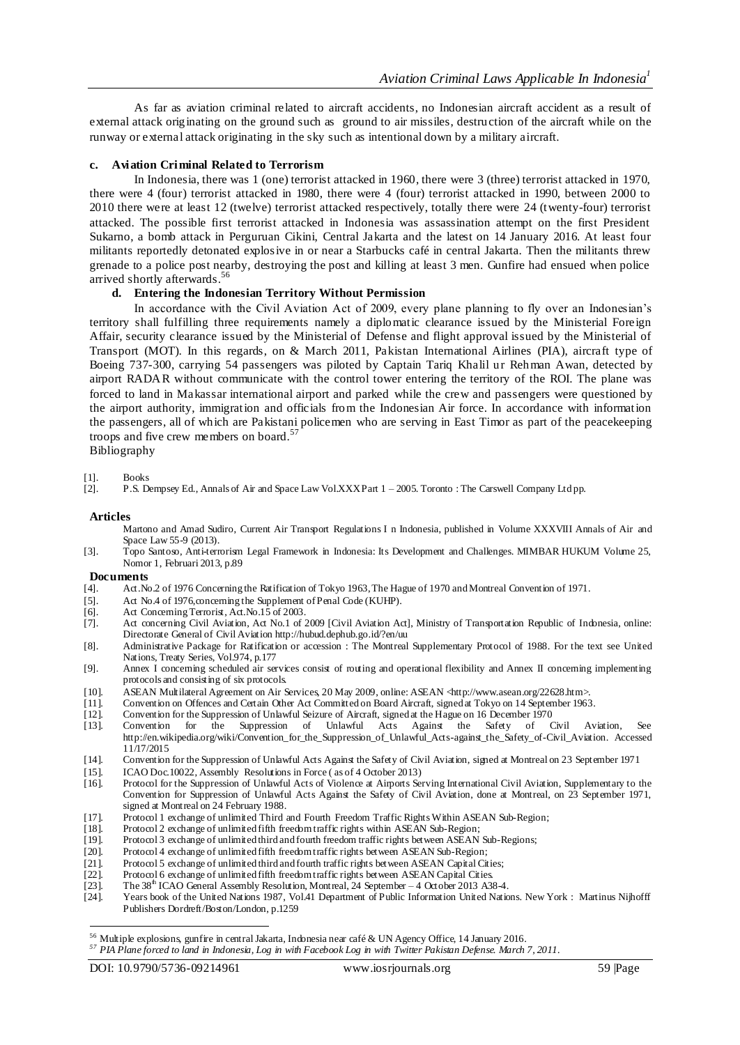As far as aviation criminal related to aircraft accidents, no Indonesian aircraft accident as a result of external attack originating on the ground such as ground to air missiles, destruction of the aircraft while on the runway or external attack originating in the sky such as intentional down by a military aircraft.

#### c. Aviation Criminal Related to Terrorism

In Indonesia, there was 1 (one) terrorist attacked in 1960, there were 3 (three) terrorist attacked in 1970, there were 4 (four) terrorist attacked in 1980, there were 4 (four) terrorist attacked in 1990, between 2000 to 2010 there were at least 12 (twelve) terrorist attacked respectively, totally there were 24 (twenty-four) terrorist attacked. The possible first terrorist attacked in Indonesia was assassination attempt on the first President Sukarno, a bomb attack in Perguruan Cikini, Central Jakarta and the latest on 14 January 2016. At least four militants reportedly detonated explosive in or near a Starbucks café in central Jakarta. Then the militants threw grenade to a police post nearby, destroying the post and killing at least 3 men. Gunfire had ensued when police arrived shortly afterwards.[56]

#### d. Entering the Indonesian Territory Without Permission

In accordance with the Civil Aviation Act of 2009, every plane planning to fly over an Indonesian's territory shall fulfilling three requirements namely a diplomatic clearance issued by the Ministerial Foreign Affair, security clearance issued by the Ministerial of Defense and flight approval issued by the Ministerial of Transport (MOT). In this regards, on & March 2011, Pakistan International Airlines (PIA), aircraft type of Boeing 737-300, carrying 54 passengers was piloted by Captain Tariq Khalil ur Rehman Awan, detected by airport RADAR without communicate with the control tower entering the territory of the ROI. The plane was forced to land in Makassar international airport and parked while the crew and passengers were questioned by the airport authority, immigration and officials from the Indonesian Air force. In accordance with information the passengers, all of which are Pakistani policemen who are serving in East Timor as part of the peacekeeping troops and five crew members on board.[57]

Bibliography

[1]. Books
[2]. P.S. Dempsey Ed., Annals of Air and Space Law Vol.XXX Part 1 – 2005. Toronto : The Carswell Company Ltd pp.

**Articles**

Martono and Amad Sudiro, Current Air Transport Regulations I n Indonesia, published in Volume XXXVIII Annals of Air and Space Law 55-9 (2013).
[3]. Topo Santoso, Anti-terrorism Legal Framework in Indonesia: Its Development and Challenges. MIMBAR HUKUM Volume 25, Nomor 1, Februari 2013, p.89

**Documents**

[4]. Act.No.2 of 1976 Concerning the Ratification of Tokyo 1963, The Hague of 1970 and Montreal Convention of 1971.
[5]. Act No.4 of 1976,concerning the Supplement of Penal Code (KUHP).
[6]. Act Concerning Terrorist, Act.No.15 of 2003.
[7]. Act concerning Civil Aviation, Act No.1 of 2009 [Civil Aviation Act], Ministry of Transportation Republic of Indonesia, online: Directorate General of Civil Aviation http://hubud.dephub.go.id/?en/uu
[8]. Administrative Package for Ratification or accession : The Montreal Supplementary Protocol of 1988. For the text see United Nations, Treaty Series, Vol.974, p.177
[9]. Annex I concerning scheduled air services consist of routing and operational flexibility and Annex II concerning implementing protocols and consisting of six protocols.
[10]. ASEAN Multilateral Agreement on Air Services, 20 May 2009, online: ASEAN <http://www.asean.org/22628.htm>.
[11]. Convention on Offences and Certain Other Act Committed on Board Aircraft, signed at Tokyo on 14 September 1963.
[12]. Convention for the Suppression of Unlawful Seizure of Aircraft, signed at the Hague on 16 December 1970
[13]. Convention for the Suppression of Unlawful Acts Against the Safety of Civil Aviation, See http://en.wikipedia.org/wiki/Convention_for_the_Suppression_of_Unlawful_Acts-against_the_Safety_of-Civil_Aviation. Accessed 11/17/2015
[14]. Convention for the Suppression of Unlawful Acts Against the Safety of Civil Aviation, signed at Montreal on 23 September 1971
[15]. ICAO Doc.10022, Assembly Resolutions in Force ( as of 4 October 2013)
[16]. Protocol for the Suppression of Unlawful Acts of Violence at Airports Serving International Civil Aviation, Supplementary to the Convention for Suppression of Unlawful Acts Against the Safety of Civil Aviation, done at Montreal, on 23 September 1971, signed at Montreal on 24 February 1988.
[17]. Protocol 1 exchange of unlimited Third and Fourth Freedom Traffic Rights Within ASEAN Sub-Region;
[18]. Protocol 2 exchange of unlimited fifth freedom traffic rights within ASEAN Sub-Region;
[19]. Protocol 3 exchange of unlimited third and fourth freedom traffic rights between ASEAN Sub-Regions;
[20]. Protocol 4 exchange of unlimited fifth freedom traffic rights between ASEAN Sub-Region;
[21]. Protocol 5 exchange of unlimited third and fourth traffic rights between ASEAN Capital Cities;
[22]. Protocol 6 exchange of unlimited fifth freedom traffic rights between ASEAN Capital Cities.
[23]. The 38th ICAO General Assembly Resolution, Montreal, 24 September – 4 October 2013 A38-4.
[24]. Years book of the United Nations 1987, Vol.41 Department of Public Information United Nations. New York : Martinus Nijhofff Publishers Dordreft/Boston/London, p.1259

---

[56] Multiple explosions, gunfire in central Jakarta, Indonesia near café & UN Agency Office, 14 January 2016.

[57] *PIA Plane forced to land in Indonesia, Log in with Facebook Log in with Twitter Pakistan Defense. March 7, 2011.*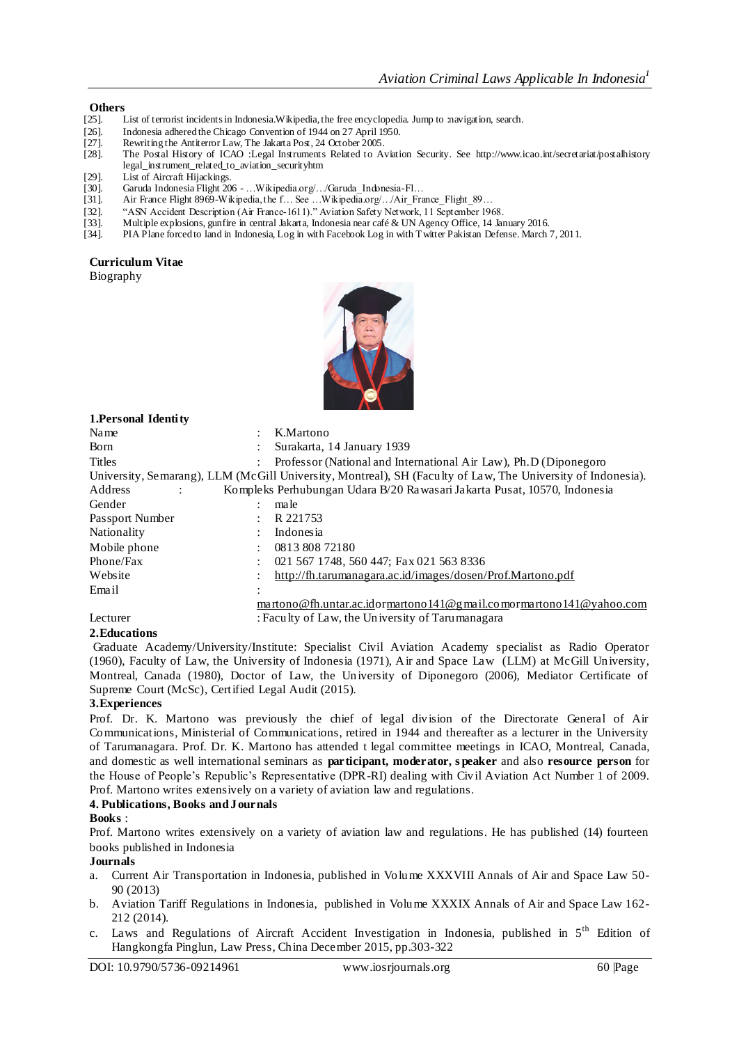**Others**

[25]. List of terrorist incidents in Indonesia.Wikipedia, the free encyclopedia. Jump to :navigation, search.
[26]. Indonesia adhered the Chicago Convention of 1944 on 27 April 1950.
[27]. Rewriting the Antiterror Law, The Jakarta Post, 24 October 2005.
[28]. The Postal History of ICAO :Legal Instruments Related to Aviation Security. See http://www.icao.int/secretariat/postalhistory legal_instrument_related_to_aviation_securityhtm
[29]. List of Aircraft Hijackings.
[30]. Garuda Indonesia Flight 206 - …Wikipedia.org/…/Garuda_Indonesia-Fl…
[31]. Air France Flight 8969-Wikipedia, the f… See …Wikipedia.org/…/Air_France_Flight_89…
[32]. "ASN Accident Description (Air France-1611)." Aviation Safety Network, 11 September 1968.
[33]. Multiple explosions, gunfire in central Jakarta, Indonesia near café & UN Agency Office, 14 January 2016.
[34]. PIA Plane forced to land in Indonesia, Log in with Facebook Log in with Twitter Pakistan Defense. March 7, 2011.

**Curriculum Vitae**

Biography

**1.Personal Identity**

| | | |
|---|---|---|
| Name | : | K.Martono |
| Born | : | Surakarta, 14 January 1939 |
| Titles | : | Professor (National and International Air Law), Ph.D (Diponegoro University, Semarang), LLM (McGill University, Montreal), SH (Faculty of Law, The University of Indonesia). |
| Address | : | Kompleks Perhubungan Udara B/20 Rawasari Jakarta Pusat, 10570, Indonesia |
| Gender | : | male |
| Passport Number | : | R 221753 |
| Nationality | : | Indonesia |
| Mobile phone | : | 0813 808 72180 |
| Phone/Fax | : | 021 567 1748, 560 447; Fax 021 563 8336 |
| Website | : | http://fh.tarumanagara.ac.id/images/dosen/Prof.Martono.pdf |
| Email | : | martono@fh.untar.ac.idormartono141@gmail.comormartono141@yahoo.com |
| Lecturer | : | Faculty of Law, the University of Tarumanagara |

**2.Educations**

Graduate Academy/University/Institute: Specialist Civil Aviation Academy specialist as Radio Operator (1960), Faculty of Law, the University of Indonesia (1971), Air and Space Law (LLM) at McGill University, Montreal, Canada (1980), Doctor of Law, the University of Diponegoro (2006), Mediator Certificate of Supreme Court (McSc), Certified Legal Audit (2015).

**3.Experiences**

Prof. Dr. K. Martono was previously the chief of legal division of the Directorate General of Air Communications, Ministerial of Communications, retired in 1944 and thereafter as a lecturer in the University of Tarumanagara. Prof. Dr. K. Martono has attended t legal committee meetings in ICAO, Montreal, Canada, and domestic as well international seminars as **participant, moderator, speaker** and also **resource person** for the House of People's Republic's Representative (DPR-RI) dealing with Civil Aviation Act Number 1 of 2009. Prof. Martono writes extensively on a variety of aviation law and regulations.

**4. Publications, Books and Journals**

**Books** :

Prof. Martono writes extensively on a variety of aviation law and regulations. He has published (14) fourteen books published in Indonesia

**Journals**

a. Current Air Transportation in Indonesia, published in Volume XXXVIII Annals of Air and Space Law 50-90 (2013)
b. Aviation Tariff Regulations in Indonesia, published in Volume XXXIX Annals of Air and Space Law 162-212 (2014).
c. Laws and Regulations of Aircraft Accident Investigation in Indonesia, published in 5th Edition of Hangkongfa Pinglun, Law Press, China December 2015, pp.303-322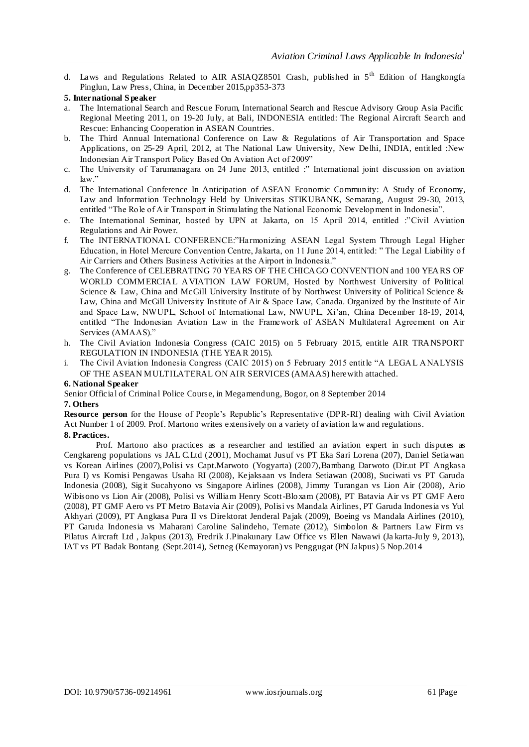d. Laws and Regulations Related to AIR ASIAQZ8501 Crash, published in 5th Edition of Hangkongfa Pinglun, Law Press, China, in December 2015,pp353-373

**5. International Speaker**

a. The International Search and Rescue Forum, International Search and Rescue Advisory Group Asia Pacific Regional Meeting 2011, on 19-20 July, at Bali, INDONESIA entitled: The Regional Aircraft Search and Rescue: Enhancing Cooperation in ASEAN Countries.
b. The Third Annual International Conference on Law & Regulations of Air Transportation and Space Applications, on 25-29 April, 2012, at The National Law University, New Delhi, INDIA, entitled :New Indonesian Air Transport Policy Based On Aviation Act of 2009"
c. The University of Tarumanagara on 24 June 2013, entitled :" International joint discussion on aviation law."
d. The International Conference In Anticipation of ASEAN Economic Community: A Study of Economy, Law and Information Technology Held by Universitas STIKUBANK, Semarang, August 29-30, 2013, entitled "The Role of Air Transport in Stimulating the National Economic Development in Indonesia".
e. The International Seminar, hosted by UPN at Jakarta, on 15 April 2014, entitled :"Civil Aviation Regulations and Air Power.
f. The INTERNATIONAL CONFERENCE:"Harmonizing ASEAN Legal System Through Legal Higher Education, in Hotel Mercure Convention Centre, Jakarta, on 11 June 2014, entitled: " The Legal Liability of Air Carriers and Others Business Activities at the Airport in Indonesia."
g. The Conference of CELEBRATING 70 YEARS OF THE CHICAGO CONVENTION and 100 YEARS OF WORLD COMMERCIAL AVIATION LAW FORUM, Hosted by Northwest University of Political Science & Law, China and McGill University Institute of by Northwest University of Political Science & Law, China and McGill University Institute of Air & Space Law, Canada. Organized by the Institute of Air and Space Law, NWUPL, School of International Law, NWUPL, Xi'an, China December 18-19, 2014, entitled "The Indonesian Aviation Law in the Framework of ASEAN Multilateral Agreement on Air Services (AMAAS)."
h. The Civil Aviation Indonesia Congress (CAIC 2015) on 5 February 2015, entitle AIR TRANSPORT REGULATION IN INDONESIA (THE YEAR 2015).
i. The Civil Aviation Indonesia Congress (CAIC 2015) on 5 February 2015 entitle "A LEGAL ANALYSIS OF THE ASEAN MULTILATERAL ON AIR SERVICES (AMAAS) herewith attached.

**6. National Speaker**

Senior Official of Criminal Police Course, in Megamendung, Bogor, on 8 September 2014

**7. Others**

**Resource person** for the House of People's Republic's Representative (DPR-RI) dealing with Civil Aviation Act Number 1 of 2009. Prof. Martono writes extensively on a variety of aviation law and regulations.

**8. Practices.**

Prof. Martono also practices as a researcher and testified an aviation expert in such disputes as Cengkareng populations vs JAL C.Ltd (2001), Mochamat Jusuf vs PT Eka Sari Lorena (207), Daniel Setiawan vs Korean Airlines (2007),Polisi vs Capt.Marwoto (Yogyarta) (2007),Bambang Darwoto (Dir.ut PT Angkasa Pura I) vs Komisi Pengawas Usaha RI (2008), Kejaksaan vs Indera Setiawan (2008), Suciwati vs PT Garuda Indonesia (2008), Sigit Sucahyono vs Singapore Airlines (2008), Jimmy Turangan vs Lion Air (2008), Ario Wibisono vs Lion Air (2008), Polisi vs William Henry Scott-Bloxam (2008), PT Batavia Air vs PT GMF Aero (2008), PT GMF Aero vs PT Metro Batavia Air (2009), Polisi vs Mandala Airlines, PT Garuda Indonesia vs Yul Akhyari (2009), PT Angkasa Pura II vs Direktorat Jenderal Pajak (2009), Boeing vs Mandala Airlines (2010), PT Garuda Indonesia vs Maharani Caroline Salindeho, Ternate (2012), Simbolon & Partners Law Firm vs Pilatus Aircraft Ltd , Jakpus (2013), Fredrik J.Pinakunary Law Office vs Ellen Nawawi (Jakarta-July 9, 2013), IAT vs PT Badak Bontang (Sept.2014), Setneg (Kemayoran) vs Penggugat (PN Jakpus) 5 Nop.2014